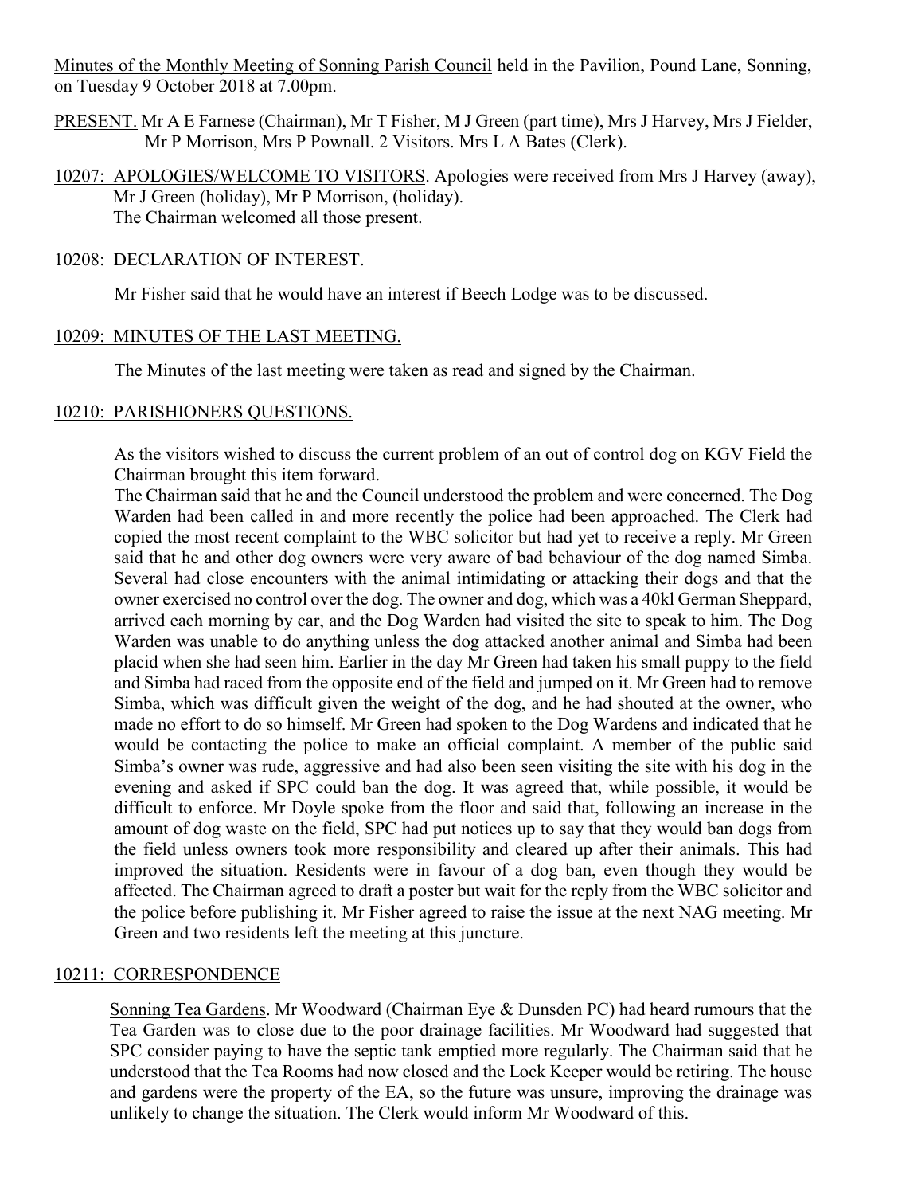Minutes of the Monthly Meeting of Sonning Parish Council held in the Pavilion, Pound Lane, Sonning, on Tuesday 9 October 2018 at 7.00pm.

PRESENT. Mr A E Farnese (Chairman), Mr T Fisher, M J Green (part time), Mrs J Harvey, Mrs J Fielder, Mr P Morrison, Mrs P Pownall. 2 Visitors. Mrs L A Bates (Clerk).

10207: APOLOGIES/WELCOME TO VISITORS. Apologies were received from Mrs J Harvey (away), Mr J Green (holiday), Mr P Morrison, (holiday).
The Chairman welcomed all those present.

10208: DECLARATION OF INTEREST.

Mr Fisher said that he would have an interest if Beech Lodge was to be discussed.

10209: MINUTES OF THE LAST MEETING.

The Minutes of the last meeting were taken as read and signed by the Chairman.

10210: PARISHIONERS QUESTIONS.

As the visitors wished to discuss the current problem of an out of control dog on KGV Field the Chairman brought this item forward.

The Chairman said that he and the Council understood the problem and were concerned. The Dog Warden had been called in and more recently the police had been approached. The Clerk had copied the most recent complaint to the WBC solicitor but had yet to receive a reply. Mr Green said that he and other dog owners were very aware of bad behaviour of the dog named Simba. Several had close encounters with the animal intimidating or attacking their dogs and that the owner exercised no control over the dog. The owner and dog, which was a 40kl German Sheppard, arrived each morning by car, and the Dog Warden had visited the site to speak to him. The Dog Warden was unable to do anything unless the dog attacked another animal and Simba had been placid when she had seen him. Earlier in the day Mr Green had taken his small puppy to the field and Simba had raced from the opposite end of the field and jumped on it. Mr Green had to remove Simba, which was difficult given the weight of the dog, and he had shouted at the owner, who made no effort to do so himself. Mr Green had spoken to the Dog Wardens and indicated that he would be contacting the police to make an official complaint. A member of the public said Simba's owner was rude, aggressive and had also been seen visiting the site with his dog in the evening and asked if SPC could ban the dog. It was agreed that, while possible, it would be difficult to enforce. Mr Doyle spoke from the floor and said that, following an increase in the amount of dog waste on the field, SPC had put notices up to say that they would ban dogs from the field unless owners took more responsibility and cleared up after their animals. This had improved the situation. Residents were in favour of a dog ban, even though they would be affected. The Chairman agreed to draft a poster but wait for the reply from the WBC solicitor and the police before publishing it. Mr Fisher agreed to raise the issue at the next NAG meeting. Mr Green and two residents left the meeting at this juncture.

10211: CORRESPONDENCE

Sonning Tea Gardens. Mr Woodward (Chairman Eye & Dunsden PC) had heard rumours that the Tea Garden was to close due to the poor drainage facilities. Mr Woodward had suggested that SPC consider paying to have the septic tank emptied more regularly. The Chairman said that he understood that the Tea Rooms had now closed and the Lock Keeper would be retiring. The house and gardens were the property of the EA, so the future was unsure, improving the drainage was unlikely to change the situation. The Clerk would inform Mr Woodward of this.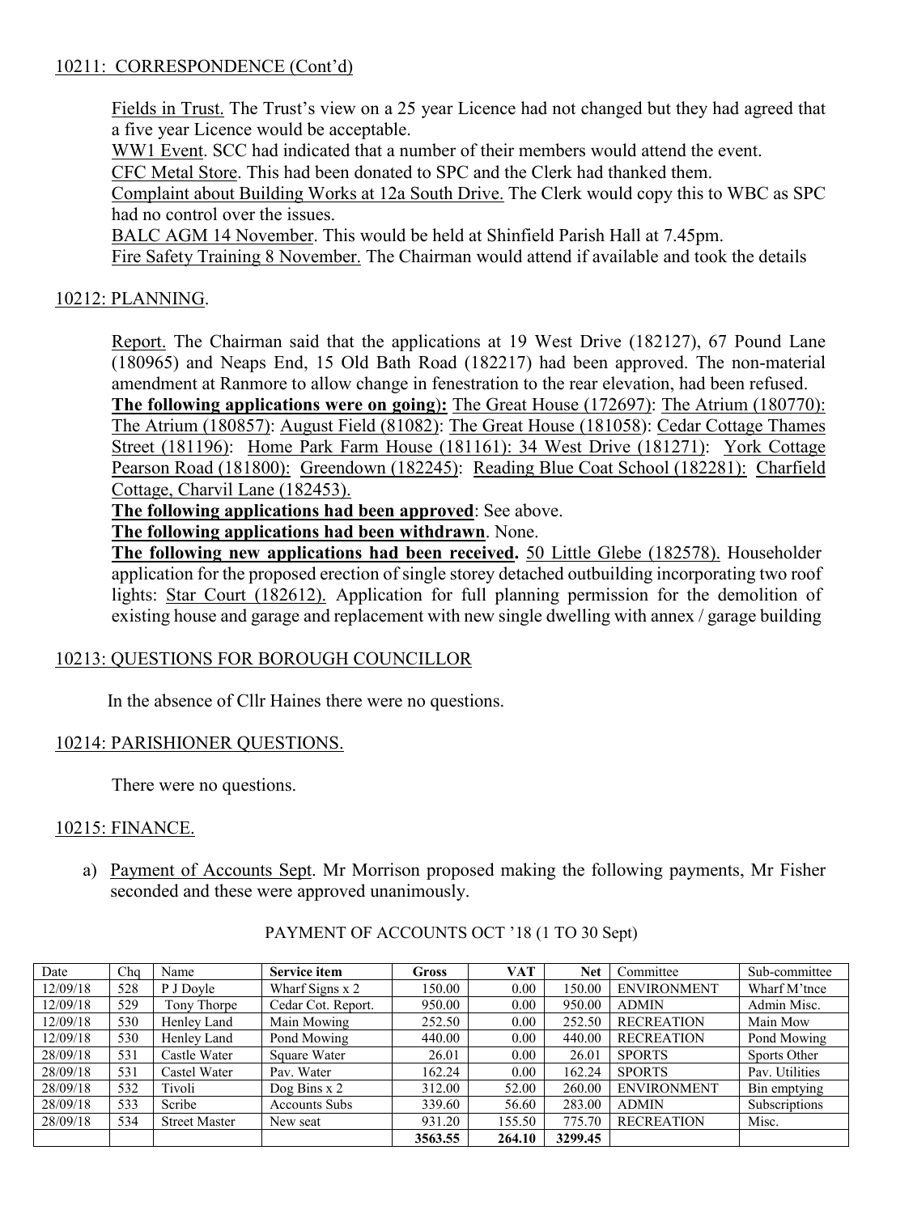## 10211: CORRESPONDENCE (Cont'd)

Fields in Trust. The Trust's view on a 25 year Licence had not changed but they had agreed that a five year Licence would be acceptable.

WW1 Event. SCC had indicated that a number of their members would attend the event.

CFC Metal Store. This had been donated to SPC and the Clerk had thanked them.

Complaint about Building Works at 12a South Drive. The Clerk would copy this to WBC as SPC had no control over the issues.

BALC AGM 14 November. This would be held at Shinfield Parish Hall at 7.45pm.

Fire Safety Training 8 November. The Chairman would attend if available and took the details

## 10212: PLANNING.

Report. The Chairman said that the applications at 19 West Drive (182127), 67 Pound Lane (180965) and Neaps End, 15 Old Bath Road (182217) had been approved. The non-material amendment at Ranmore to allow change in fenestration to the rear elevation, had been refused.

**The following applications were on going):** The Great House (172697): The Atrium (180770): The Atrium (180857): August Field (81082): The Great House (181058): Cedar Cottage Thames Street (181196): Home Park Farm House (181161): 34 West Drive (181271): York Cottage Pearson Road (181800): Greendown (182245): Reading Blue Coat School (182281): Charfield Cottage, Charvil Lane (182453).

**The following applications had been approved**: See above.

**The following applications had been withdrawn**. None.

**The following new applications had been received.** 50 Little Glebe (182578). Householder application for the proposed erection of single storey detached outbuilding incorporating two roof lights: Star Court (182612). Application for full planning permission for the demolition of existing house and garage and replacement with new single dwelling with annex / garage building

## 10213: QUESTIONS FOR BOROUGH COUNCILLOR

In the absence of Cllr Haines there were no questions.

## 10214: PARISHIONER QUESTIONS.

There were no questions.

## 10215: FINANCE.

a) Payment of Accounts Sept. Mr Morrison proposed making the following payments, Mr Fisher seconded and these were approved unanimously.

PAYMENT OF ACCOUNTS OCT '18 (1 TO 30 Sept)

| Date | Chq | Name | Service item | Gross | VAT | Net | Committee | Sub-committee |
|---|---|---|---|---|---|---|---|---|
| 12/09/18 | 528 | P J Doyle | Wharf Signs x 2 | 150.00 | 0.00 | 150.00 | ENVIRONMENT | Wharf M'tnce |
| 12/09/18 | 529 | Tony Thorpe | Cedar Cot. Report. | 950.00 | 0.00 | 950.00 | ADMIN | Admin Misc. |
| 12/09/18 | 530 | Henley Land | Main Mowing | 252.50 | 0.00 | 252.50 | RECREATION | Main Mow |
| 12/09/18 | 530 | Henley Land | Pond Mowing | 440.00 | 0.00 | 440.00 | RECREATION | Pond Mowing |
| 28/09/18 | 531 | Castle Water | Square Water | 26.01 | 0.00 | 26.01 | SPORTS | Sports Other |
| 28/09/18 | 531 | Castel Water | Pav. Water | 162.24 | 0.00 | 162.24 | SPORTS | Pav. Utilities |
| 28/09/18 | 532 | Tivoli | Dog Bins x 2 | 312.00 | 52.00 | 260.00 | ENVIRONMENT | Bin emptying |
| 28/09/18 | 533 | Scribe | Accounts Subs | 339.60 | 56.60 | 283.00 | ADMIN | Subscriptions |
| 28/09/18 | 534 | Street Master | New seat | 931.20 | 155.50 | 775.70 | RECREATION | Misc. |
| | | | | **3563.55** | **264.10** | **3299.45** | | |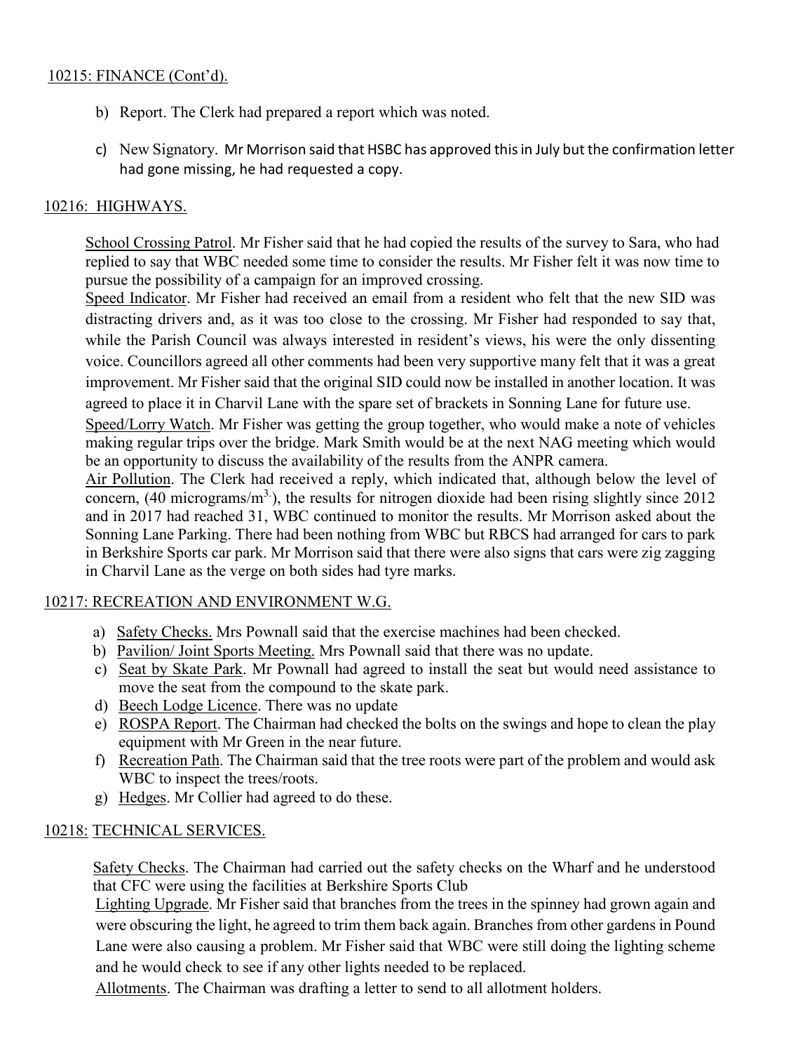## 10215: FINANCE (Cont'd).

b) Report. The Clerk had prepared a report which was noted.

c) New Signatory. Mr Morrison said that HSBC has approved this in July but the confirmation letter had gone missing, he had requested a copy.

## 10216: HIGHWAYS.

School Crossing Patrol. Mr Fisher said that he had copied the results of the survey to Sara, who had replied to say that WBC needed some time to consider the results. Mr Fisher felt it was now time to pursue the possibility of a campaign for an improved crossing.

Speed Indicator. Mr Fisher had received an email from a resident who felt that the new SID was distracting drivers and, as it was too close to the crossing. Mr Fisher had responded to say that, while the Parish Council was always interested in resident's views, his were the only dissenting voice. Councillors agreed all other comments had been very supportive many felt that it was a great improvement. Mr Fisher said that the original SID could now be installed in another location. It was agreed to place it in Charvil Lane with the spare set of brackets in Sonning Lane for future use.

Speed/Lorry Watch. Mr Fisher was getting the group together, who would make a note of vehicles making regular trips over the bridge. Mark Smith would be at the next NAG meeting which would be an opportunity to discuss the availability of the results from the ANPR camera.

Air Pollution. The Clerk had received a reply, which indicated that, although below the level of concern, (40 micrograms/$m^3$.), the results for nitrogen dioxide had been rising slightly since 2012 and in 2017 had reached 31, WBC continued to monitor the results. Mr Morrison asked about the Sonning Lane Parking. There had been nothing from WBC but RBCS had arranged for cars to park in Berkshire Sports car park. Mr Morrison said that there were also signs that cars were zig zagging in Charvil Lane as the verge on both sides had tyre marks.

## 10217: RECREATION AND ENVIRONMENT W.G.

a) Safety Checks. Mrs Pownall said that the exercise machines had been checked.
b) Pavilion/ Joint Sports Meeting. Mrs Pownall said that there was no update.
c) Seat by Skate Park. Mr Pownall had agreed to install the seat but would need assistance to move the seat from the compound to the skate park.
d) Beech Lodge Licence. There was no update
e) ROSPA Report. The Chairman had checked the bolts on the swings and hope to clean the play equipment with Mr Green in the near future.
f) Recreation Path. The Chairman said that the tree roots were part of the problem and would ask WBC to inspect the trees/roots.
g) Hedges. Mr Collier had agreed to do these.

## 10218: TECHNICAL SERVICES.

Safety Checks. The Chairman had carried out the safety checks on the Wharf and he understood that CFC were using the facilities at Berkshire Sports Club

Lighting Upgrade. Mr Fisher said that branches from the trees in the spinney had grown again and were obscuring the light, he agreed to trim them back again. Branches from other gardens in Pound Lane were also causing a problem. Mr Fisher said that WBC were still doing the lighting scheme and he would check to see if any other lights needed to be replaced.

Allotments. The Chairman was drafting a letter to send to all allotment holders.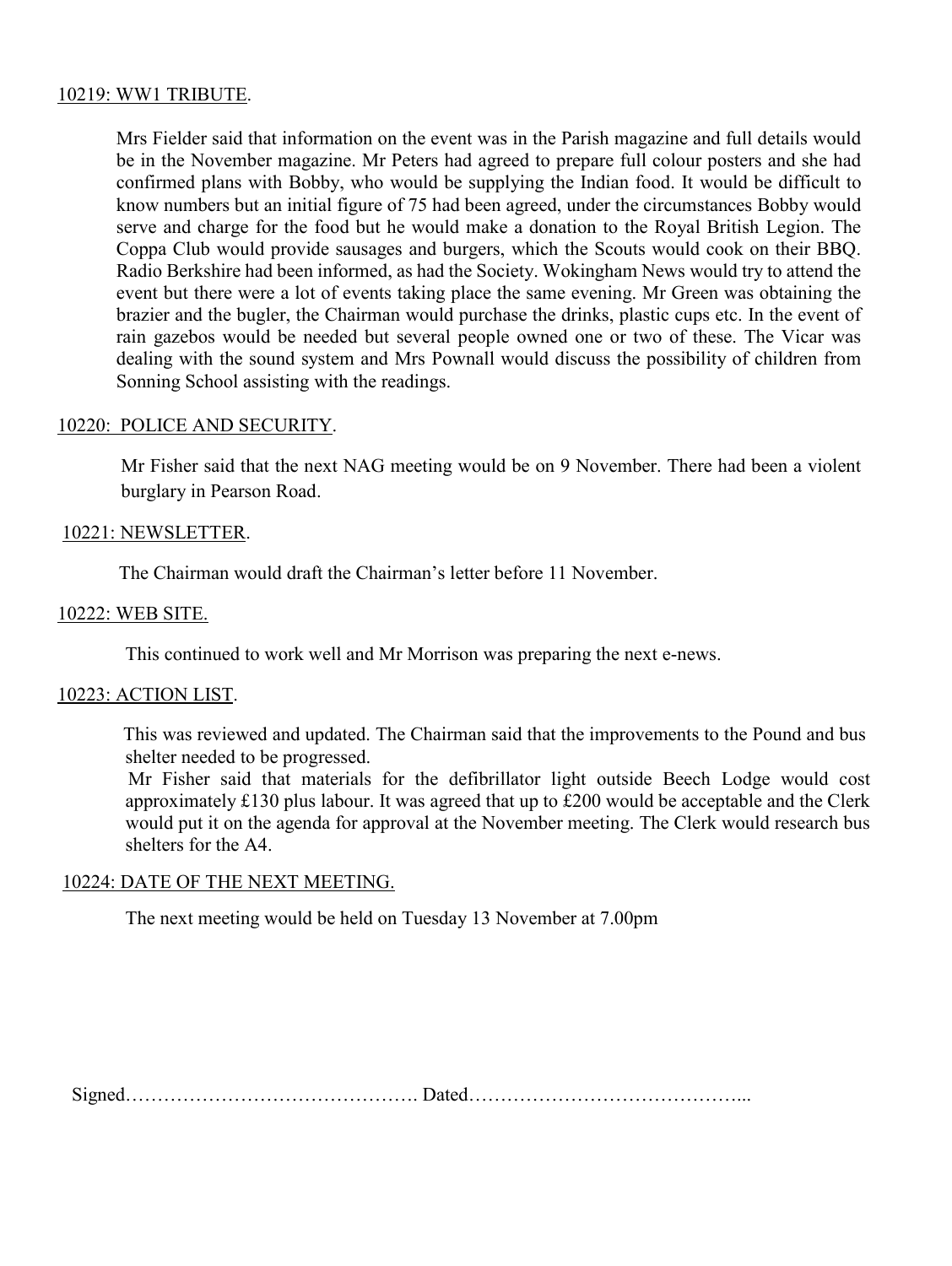10219: WW1 TRIBUTE.

Mrs Fielder said that information on the event was in the Parish magazine and full details would be in the November magazine. Mr Peters had agreed to prepare full colour posters and she had confirmed plans with Bobby, who would be supplying the Indian food. It would be difficult to know numbers but an initial figure of 75 had been agreed, under the circumstances Bobby would serve and charge for the food but he would make a donation to the Royal British Legion. The Coppa Club would provide sausages and burgers, which the Scouts would cook on their BBQ. Radio Berkshire had been informed, as had the Society. Wokingham News would try to attend the event but there were a lot of events taking place the same evening. Mr Green was obtaining the brazier and the bugler, the Chairman would purchase the drinks, plastic cups etc. In the event of rain gazebos would be needed but several people owned one or two of these. The Vicar was dealing with the sound system and Mrs Pownall would discuss the possibility of children from Sonning School assisting with the readings.

10220: POLICE AND SECURITY.

Mr Fisher said that the next NAG meeting would be on 9 November. There had been a violent burglary in Pearson Road.

10221: NEWSLETTER.

The Chairman would draft the Chairman's letter before 11 November.

10222: WEB SITE.

This continued to work well and Mr Morrison was preparing the next e-news.

10223: ACTION LIST.

This was reviewed and updated. The Chairman said that the improvements to the Pound and bus shelter needed to be progressed.

Mr Fisher said that materials for the defibrillator light outside Beech Lodge would cost approximately £130 plus labour. It was agreed that up to £200 would be acceptable and the Clerk would put it on the agenda for approval at the November meeting. The Clerk would research bus shelters for the A4.

10224: DATE OF THE NEXT MEETING.

The next meeting would be held on Tuesday 13 November at 7.00pm

Signed………………………………………. Dated……………………………………...